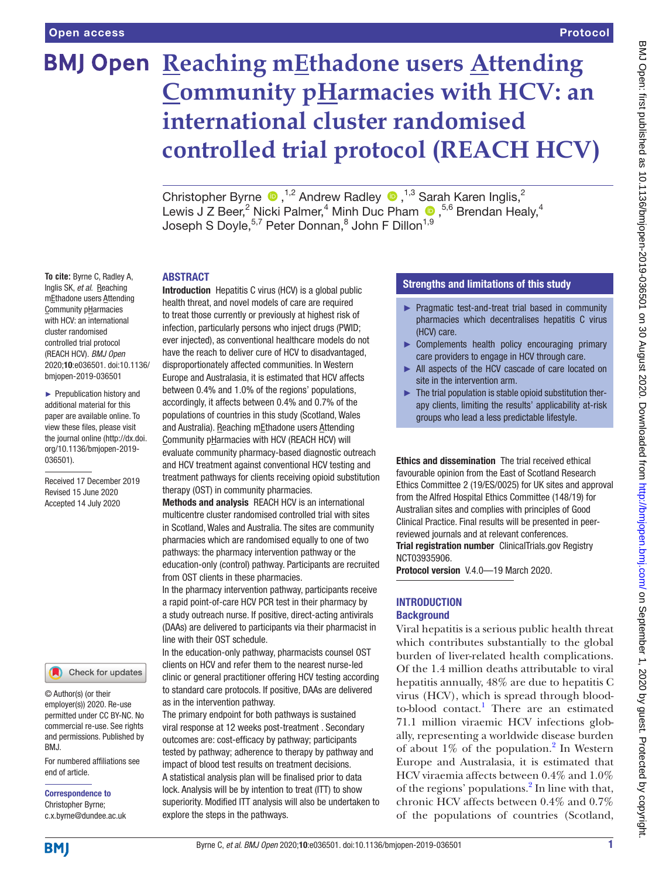Open access

Protocol

# Reaching mEthadone users Attending Community pHarmacies with HCV: an international cluster randomised controlled trial protocol (REACH HCV)

Christopher Byrne ,[1,2] Andrew Radley ,[1,3] Sarah Karen Inglis,[2] Lewis J Z Beer,[2] Nicki Palmer,[4] Minh Duc Pham ,[5,6] Brendan Healy,[4] Joseph S Doyle,[5,7] Peter Donnan,[8] John F Dillon[1,9]

**To cite:** Byrne C, Radley A, Inglis SK, *et al*. Reaching mEthadone users Attending Community pHarmacies with HCV: an international cluster randomised controlled trial protocol (REACH HCV). *BMJ Open* 2020;**10**:e036501. doi:10.1136/bmjopen-2019-036501

► Prepublication history and additional material for this paper are available online. To view these files, please visit the journal online (http://dx.doi.org/10.1136/bmjopen-2019-036501).

Received 17 December 2019
Revised 15 June 2020
Accepted 14 July 2020

© Author(s) (or their employer(s)) 2020. Re-use permitted under CC BY-NC. No commercial re-use. See rights and permissions. Published by BMJ.

For numbered affiliations see end of article.

**Correspondence to**
Christopher Byrne;
c.x.byrne@dundee.ac.uk

## ABSTRACT

**Introduction** Hepatitis C virus (HCV) is a global public health threat, and novel models of care are required to treat those currently or previously at highest risk of infection, particularly persons who inject drugs (PWID; ever injected), as conventional healthcare models do not have the reach to deliver cure of HCV to disadvantaged, disproportionately affected communities. In Western Europe and Australasia, it is estimated that HCV affects between 0.4% and 1.0% of the regions' populations, accordingly, it affects between 0.4% and 0.7% of the populations of countries in this study (Scotland, Wales and Australia). Reaching mEthadone users Attending Community pHarmacies with HCV (REACH HCV) will evaluate community pharmacy-based diagnostic outreach and HCV treatment against conventional HCV testing and treatment pathways for clients receiving opioid substitution therapy (OST) in community pharmacies.

**Methods and analysis** REACH HCV is an international multicentre cluster randomised controlled trial with sites in Scotland, Wales and Australia. The sites are community pharmacies which are randomised equally to one of two pathways: the pharmacy intervention pathway or the education-only (control) pathway. Participants are recruited from OST clients in these pharmacies.

In the pharmacy intervention pathway, participants receive a rapid point-of-care HCV PCR test in their pharmacy by a study outreach nurse. If positive, direct-acting antivirals (DAAs) are delivered to participants via their pharmacist in line with their OST schedule.

In the education-only pathway, pharmacists counsel OST clients on HCV and refer them to the nearest nurse-led clinic or general practitioner offering HCV testing according to standard care protocols. If positive, DAAs are delivered as in the intervention pathway.

The primary endpoint for both pathways is sustained viral response at 12 weeks post-treatment . Secondary outcomes are: cost-efficacy by pathway; participants tested by pathway; adherence to therapy by pathway and impact of blood test results on treatment decisions.

A statistical analysis plan will be finalised prior to data lock. Analysis will be by intention to treat (ITT) to show superiority. Modified ITT analysis will also be undertaken to explore the steps in the pathways.

### Strengths and limitations of this study

- ► Pragmatic test-and-treat trial based in community pharmacies which decentralises hepatitis C virus (HCV) care.
- ► Complements health policy encouraging primary care providers to engage in HCV through care.
- ► All aspects of the HCV cascade of care located on site in the intervention arm.
- ► The trial population is stable opioid substitution therapy clients, limiting the results' applicability at-risk groups who lead a less predictable lifestyle.

**Ethics and dissemination** The trial received ethical favourable opinion from the East of Scotland Research Ethics Committee 2 (19/ES/0025) for UK sites and approval from the Alfred Hospital Ethics Committee (148/19) for Australian sites and complies with principles of Good Clinical Practice. Final results will be presented in peer-reviewed journals and at relevant conferences.

**Trial registration number** ClinicalTrials.gov Registry NCT03935906.

**Protocol version** V.4.0—19 March 2020.

## INTRODUCTION

### Background

Viral hepatitis is a serious public health threat which contributes substantially to the global burden of liver-related health complications. Of the 1.4 million deaths attributable to viral hepatitis annually, 48% are due to hepatitis C virus (HCV), which is spread through blood-to-blood contact.[1] There are an estimated 71.1 million viraemic HCV infections globally, representing a worldwide disease burden of about 1% of the population.[2] In Western Europe and Australasia, it is estimated that HCV viraemia affects between 0.4% and 1.0% of the regions' populations.[2] In line with that, chronic HCV affects between 0.4% and 0.7% of the populations of countries (Scotland,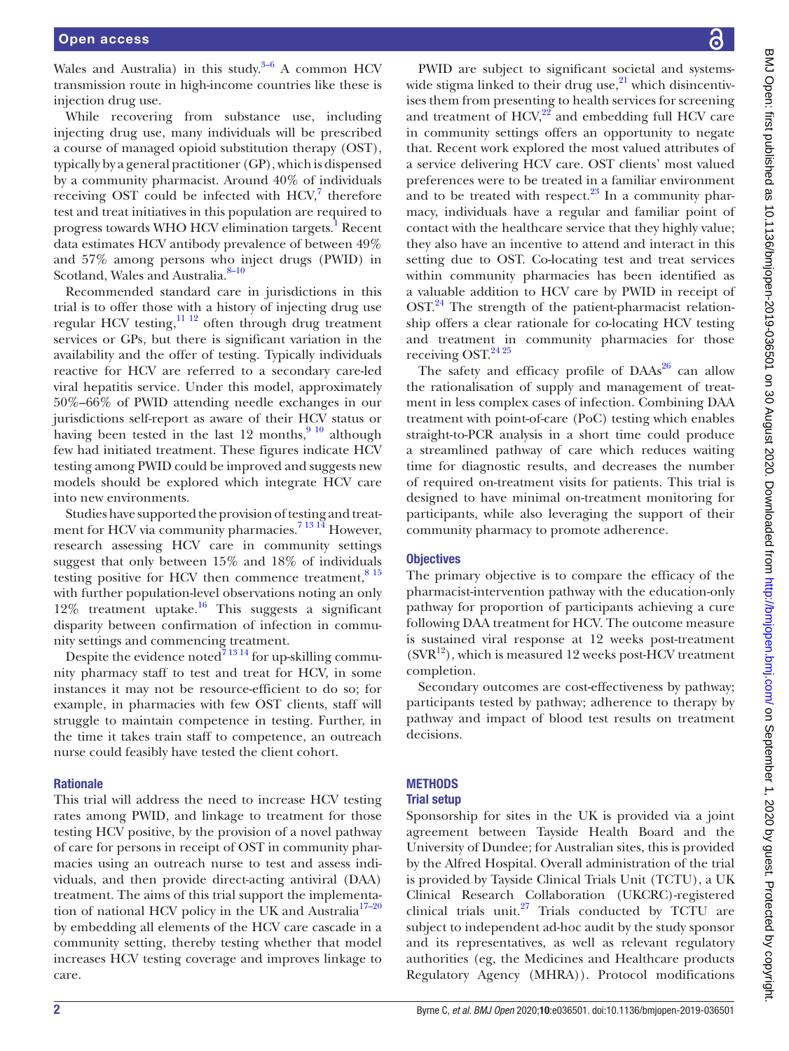Wales and Australia) in this study.[3–6] A common HCV transmission route in high-income countries like these is injection drug use.

While recovering from substance use, including injecting drug use, many individuals will be prescribed a course of managed opioid substitution therapy (OST), typically by a general practitioner (GP), which is dispensed by a community pharmacist. Around 40% of individuals receiving OST could be infected with HCV,[7] therefore test and treat initiatives in this population are required to progress towards WHO HCV elimination targets.[1] Recent data estimates HCV antibody prevalence of between 49% and 57% among persons who inject drugs (PWID) in Scotland, Wales and Australia.[8–10]

Recommended standard care in jurisdictions in this trial is to offer those with a history of injecting drug use regular HCV testing,[11 12] often through drug treatment services or GPs, but there is significant variation in the availability and the offer of testing. Typically individuals reactive for HCV are referred to a secondary care-led viral hepatitis service. Under this model, approximately 50%–66% of PWID attending needle exchanges in our jurisdictions self-report as aware of their HCV status or having been tested in the last 12 months,[9 10] although few had initiated treatment. These figures indicate HCV testing among PWID could be improved and suggests new models should be explored which integrate HCV care into new environments.

Studies have supported the provision of testing and treatment for HCV via community pharmacies.[7 13 14] However, research assessing HCV care in community settings suggest that only between 15% and 18% of individuals testing positive for HCV then commence treatment,[8 15] with further population-level observations noting an only 12% treatment uptake.[16] This suggests a significant disparity between confirmation of infection in community settings and commencing treatment.

Despite the evidence noted[7 13 14] for up-skilling community pharmacy staff to test and treat for HCV, in some instances it may not be resource-efficient to do so; for example, in pharmacies with few OST clients, staff will struggle to maintain competence in testing. Further, in the time it takes train staff to competence, an outreach nurse could feasibly have tested the client cohort.

### Rationale

This trial will address the need to increase HCV testing rates among PWID, and linkage to treatment for those testing HCV positive, by the provision of a novel pathway of care for persons in receipt of OST in community pharmacies using an outreach nurse to test and assess individuals, and then provide direct-acting antiviral (DAA) treatment. The aims of this trial support the implementation of national HCV policy in the UK and Australia[17–20] by embedding all elements of the HCV care cascade in a community setting, thereby testing whether that model increases HCV testing coverage and improves linkage to care.

PWID are subject to significant societal and systems-wide stigma linked to their drug use,[21] which disincentivises them from presenting to health services for screening and treatment of HCV,[22] and embedding full HCV care in community settings offers an opportunity to negate that. Recent work explored the most valued attributes of a service delivering HCV care. OST clients' most valued preferences were to be treated in a familiar environment and to be treated with respect.[23] In a community pharmacy, individuals have a regular and familiar point of contact with the healthcare service that they highly value; they also have an incentive to attend and interact in this setting due to OST. Co-locating test and treat services within community pharmacies has been identified as a valuable addition to HCV care by PWID in receipt of OST.[24] The strength of the patient-pharmacist relationship offers a clear rationale for co-locating HCV testing and treatment in community pharmacies for those receiving OST.[24 25]

The safety and efficacy profile of DAAs[26] can allow the rationalisation of supply and management of treatment in less complex cases of infection. Combining DAA treatment with point-of-care (PoC) testing which enables straight-to-PCR analysis in a short time could produce a streamlined pathway of care which reduces waiting time for diagnostic results, and decreases the number of required on-treatment visits for patients. This trial is designed to have minimal on-treatment monitoring for participants, while also leveraging the support of their community pharmacy to promote adherence.

### Objectives

The primary objective is to compare the efficacy of the pharmacist-intervention pathway with the education-only pathway for proportion of participants achieving a cure following DAA treatment for HCV. The outcome measure is sustained viral response at 12 weeks post-treatment ($SVR^{12}$), which is measured 12 weeks post-HCV treatment completion.

Secondary outcomes are cost-effectiveness by pathway; participants tested by pathway; adherence to therapy by pathway and impact of blood test results on treatment decisions.

## METHODS

### Trial setup

Sponsorship for sites in the UK is provided via a joint agreement between Tayside Health Board and the University of Dundee; for Australian sites, this is provided by the Alfred Hospital. Overall administration of the trial is provided by Tayside Clinical Trials Unit (TCTU), a UK Clinical Research Collaboration (UKCRC)-registered clinical trials unit.[27] Trials conducted by TCTU are subject to independent ad-hoc audit by the study sponsor and its representatives, as well as relevant regulatory authorities (eg, the Medicines and Healthcare products Regulatory Agency (MHRA)). Protocol modifications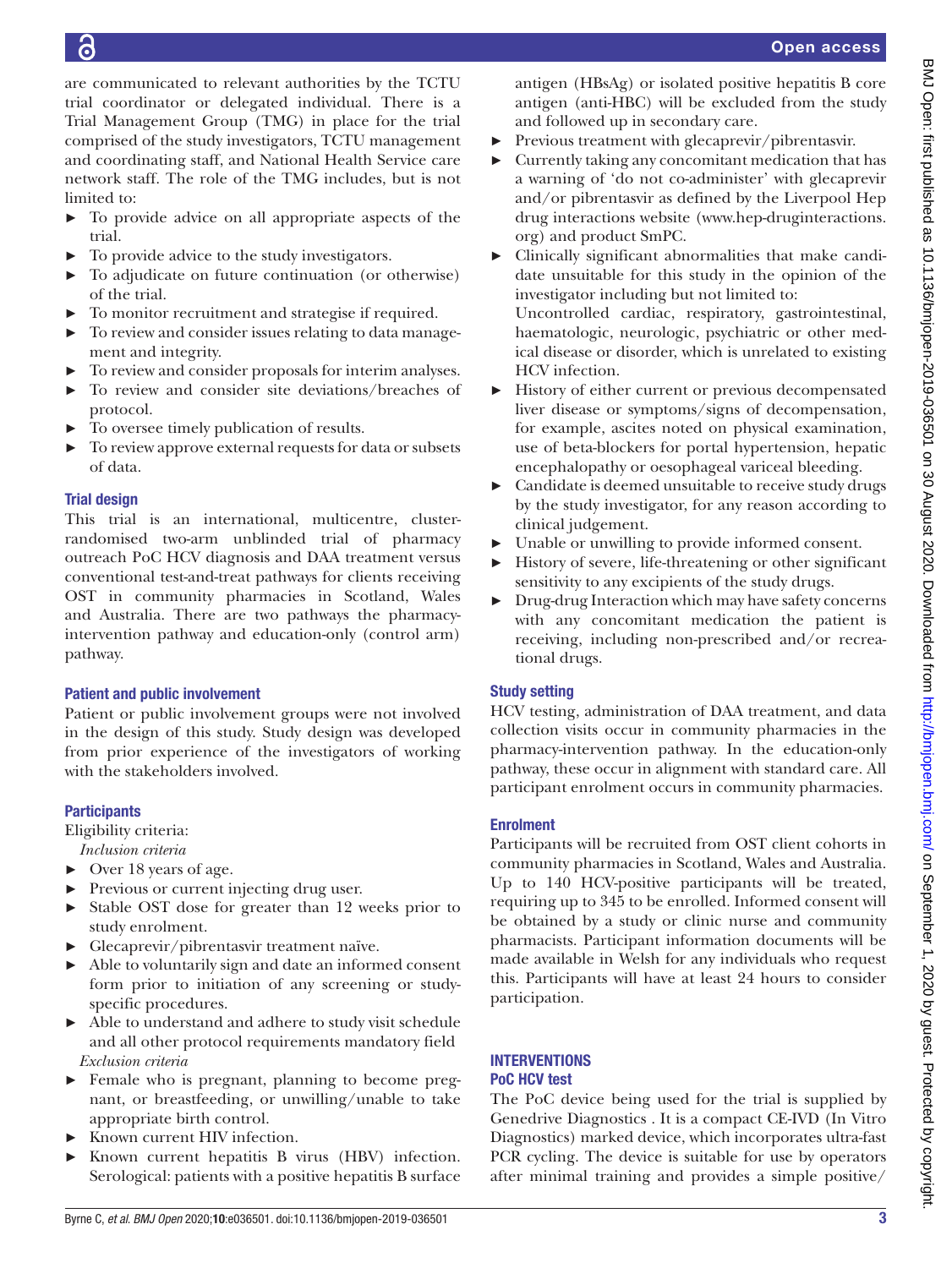are communicated to relevant authorities by the TCTU trial coordinator or delegated individual. There is a Trial Management Group (TMG) in place for the trial comprised of the study investigators, TCTU management and coordinating staff, and National Health Service care network staff. The role of the TMG includes, but is not limited to:

- To provide advice on all appropriate aspects of the trial.
- To provide advice to the study investigators.
- To adjudicate on future continuation (or otherwise) of the trial.
- To monitor recruitment and strategise if required.
- To review and consider issues relating to data management and integrity.
- To review and consider proposals for interim analyses.
- To review and consider site deviations/breaches of protocol.
- To oversee timely publication of results.
- To review approve external requests for data or subsets of data.

### Trial design

This trial is an international, multicentre, cluster-randomised two-arm unblinded trial of pharmacy outreach PoC HCV diagnosis and DAA treatment versus conventional test-and-treat pathways for clients receiving OST in community pharmacies in Scotland, Wales and Australia. There are two pathways the pharmacy-intervention pathway and education-only (control arm) pathway.

### Patient and public involvement

Patient or public involvement groups were not involved in the design of this study. Study design was developed from prior experience of the investigators of working with the stakeholders involved.

### Participants

Eligibility criteria:

*Inclusion criteria*

- Over 18 years of age.
- Previous or current injecting drug user.
- Stable OST dose for greater than 12 weeks prior to study enrolment.
- Glecaprevir/pibrentasvir treatment naïve.
- Able to voluntarily sign and date an informed consent form prior to initiation of any screening or study-specific procedures.
- Able to understand and adhere to study visit schedule and all other protocol requirements mandatory field

*Exclusion criteria*

- Female who is pregnant, planning to become pregnant, or breastfeeding, or unwilling/unable to take appropriate birth control.
- Known current HIV infection.
- Known current hepatitis B virus (HBV) infection. Serological: patients with a positive hepatitis B surface antigen (HBsAg) or isolated positive hepatitis B core antigen (anti-HBC) will be excluded from the study and followed up in secondary care.
- Previous treatment with glecaprevir/pibrentasvir.
- Currently taking any concomitant medication that has a warning of 'do not co-administer' with glecaprevir and/or pibrentasvir as defined by the Liverpool Hep drug interactions website (www.hep-druginteractions.org) and product SmPC.
- Clinically significant abnormalities that make candidate unsuitable for this study in the opinion of the investigator including but not limited to:
  Uncontrolled cardiac, respiratory, gastrointestinal, haematologic, neurologic, psychiatric or other medical disease or disorder, which is unrelated to existing HCV infection.
- History of either current or previous decompensated liver disease or symptoms/signs of decompensation, for example, ascites noted on physical examination, use of beta-blockers for portal hypertension, hepatic encephalopathy or oesophageal variceal bleeding.
- Candidate is deemed unsuitable to receive study drugs by the study investigator, for any reason according to clinical judgement.
- Unable or unwilling to provide informed consent.
- History of severe, life-threatening or other significant sensitivity to any excipients of the study drugs.
- Drug-drug Interaction which may have safety concerns with any concomitant medication the patient is receiving, including non-prescribed and/or recreational drugs.

### Study setting

HCV testing, administration of DAA treatment, and data collection visits occur in community pharmacies in the pharmacy-intervention pathway. In the education-only pathway, these occur in alignment with standard care. All participant enrolment occurs in community pharmacies.

### Enrolment

Participants will be recruited from OST client cohorts in community pharmacies in Scotland, Wales and Australia. Up to 140 HCV-positive participants will be treated, requiring up to 345 to be enrolled. Informed consent will be obtained by a study or clinic nurse and community pharmacists. Participant information documents will be made available in Welsh for any individuals who request this. Participants will have at least 24 hours to consider participation.

## INTERVENTIONS

### PoC HCV test

The PoC device being used for the trial is supplied by Genedrive Diagnostics . It is a compact CE-IVD (In Vitro Diagnostics) marked device, which incorporates ultra-fast PCR cycling. The device is suitable for use by operators after minimal training and provides a simple positive/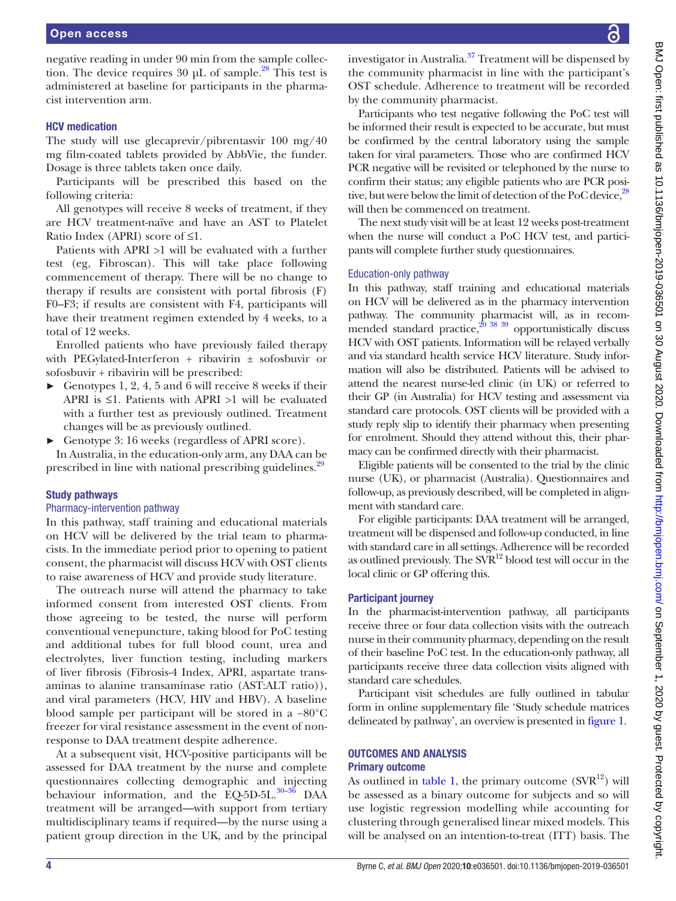negative reading in under 90 min from the sample collection. The device requires 30 µL of sample.[28] This test is administered at baseline for participants in the pharmacist intervention arm.

### HCV medication

The study will use glecaprevir/pibrentasvir 100 mg/40 mg film-coated tablets provided by AbbVie, the funder. Dosage is three tablets taken once daily.

Participants will be prescribed this based on the following criteria:

All genotypes will receive 8 weeks of treatment, if they are HCV treatment-naïve and have an AST to Platelet Ratio Index (APRI) score of ≤1.

Patients with APRI >1 will be evaluated with a further test (eg, Fibroscan). This will take place following commencement of therapy. There will be no change to therapy if results are consistent with portal fibrosis (F) F0–F3; if results are consistent with F4, participants will have their treatment regimen extended by 4 weeks, to a total of 12 weeks.

Enrolled patients who have previously failed therapy with PEGylated-Interferon + ribavirin ± sofosbuvir or sofosbuvir + ribavirin will be prescribed:

- Genotypes 1, 2, 4, 5 and 6 will receive 8 weeks if their APRI is ≤1. Patients with APRI >1 will be evaluated with a further test as previously outlined. Treatment changes will be as previously outlined.
- Genotype 3: 16 weeks (regardless of APRI score).

In Australia, in the education-only arm, any DAA can be prescribed in line with national prescribing guidelines.[29]

### Study pathways

#### Pharmacy-intervention pathway

In this pathway, staff training and educational materials on HCV will be delivered by the trial team to pharmacists. In the immediate period prior to opening to patient consent, the pharmacist will discuss HCV with OST clients to raise awareness of HCV and provide study literature.

The outreach nurse will attend the pharmacy to take informed consent from interested OST clients. From those agreeing to be tested, the nurse will perform conventional venepuncture, taking blood for PoC testing and additional tubes for full blood count, urea and electrolytes, liver function testing, including markers of liver fibrosis (Fibrosis-4 Index, APRI, aspartate transaminas to alanine transaminase ratio (AST:ALT ratio)), and viral parameters (HCV, HIV and HBV). A baseline blood sample per participant will be stored in a −80°C freezer for viral resistance assessment in the event of non-response to DAA treatment despite adherence.

At a subsequent visit, HCV-positive participants will be assessed for DAA treatment by the nurse and complete questionnaires collecting demographic and injecting behaviour information, and the EQ-5D-5L.[30–36] DAA treatment will be arranged—with support from tertiary multidisciplinary teams if required—by the nurse using a patient group direction in the UK, and by the principal investigator in Australia.[37] Treatment will be dispensed by the community pharmacist in line with the participant's OST schedule. Adherence to treatment will be recorded by the community pharmacist.

Participants who test negative following the PoC test will be informed their result is expected to be accurate, but must be confirmed by the central laboratory using the sample taken for viral parameters. Those who are confirmed HCV PCR negative will be revisited or telephoned by the nurse to confirm their status; any eligible patients who are PCR positive, but were below the limit of detection of the PoC device,[28] will then be commenced on treatment.

The next study visit will be at least 12 weeks post-treatment when the nurse will conduct a PoC HCV test, and participants will complete further study questionnaires.

#### Education-only pathway

In this pathway, staff training and educational materials on HCV will be delivered as in the pharmacy intervention pathway. The community pharmacist will, as in recommended standard practice,[20 38 39] opportunistically discuss HCV with OST patients. Information will be relayed verbally and via standard health service HCV literature. Study information will also be distributed. Patients will be advised to attend the nearest nurse-led clinic (in UK) or referred to their GP (in Australia) for HCV testing and assessment via standard care protocols. OST clients will be provided with a study reply slip to identify their pharmacy when presenting for enrolment. Should they attend without this, their pharmacy can be confirmed directly with their pharmacist.

Eligible patients will be consented to the trial by the clinic nurse (UK), or pharmacist (Australia). Questionnaires and follow-up, as previously described, will be completed in alignment with standard care.

For eligible participants: DAA treatment will be arranged, treatment will be dispensed and follow-up conducted, in line with standard care in all settings. Adherence will be recorded as outlined previously. The SVR[12] blood test will occur in the local clinic or GP offering this.

### Participant journey

In the pharmacist-intervention pathway, all participants receive three or four data collection visits with the outreach nurse in their community pharmacy, depending on the result of their baseline PoC test. In the education-only pathway, all participants receive three data collection visits aligned with standard care schedules.

Participant visit schedules are fully outlined in tabular form in online supplementary file 'Study schedule matrices delineated by pathway', an overview is presented in figure 1.

## OUTCOMES AND ANALYSIS

### Primary outcome

As outlined in table 1, the primary outcome (SVR[12]) will be assessed as a binary outcome for subjects and so will use logistic regression modelling while accounting for clustering through generalised linear mixed models. This will be analysed on an intention-to-treat (ITT) basis. The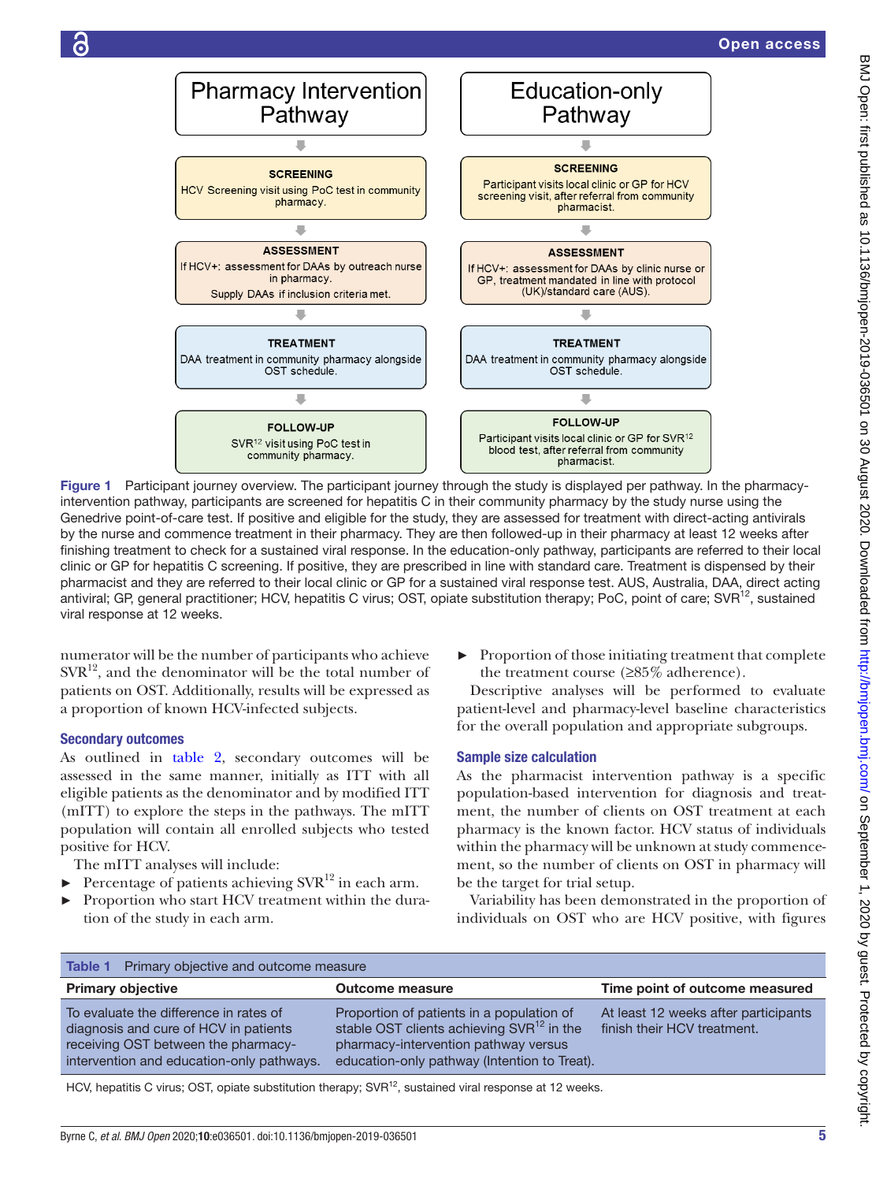Pharmacy Intervention Pathway

**SCREENING**
HCV Screening visit using PoC test in community pharmacy.

**ASSESSMENT**
If HCV+: assessment for DAAs by outreach nurse in pharmacy.
Supply DAAs if inclusion criteria met.

**TREATMENT**
DAA treatment in community pharmacy alongside OST schedule.

**FOLLOW-UP**
SVR[12] visit using PoC test in community pharmacy.

Education-only Pathway

**SCREENING**
Participant visits local clinic or GP for HCV screening visit, after referral from community pharmacist.

**ASSESSMENT**
If HCV+: assessment for DAAs by clinic nurse or GP, treatment mandated in line with protocol (UK)/standard care (AUS).

**TREATMENT**
DAA treatment in community pharmacy alongside OST schedule.

**FOLLOW-UP**
Participant visits local clinic or GP for SVR[12] blood test, after referral from community pharmacist.

**Figure 1** Participant journey overview. The participant journey through the study is displayed per pathway. In the pharmacy-intervention pathway, participants are screened for hepatitis C in their community pharmacy by the study nurse using the Genedrive point-of-care test. If positive and eligible for the study, they are assessed for treatment with direct-acting antivirals by the nurse and commence treatment in their pharmacy. They are then followed-up in their pharmacy at least 12 weeks after finishing treatment to check for a sustained viral response. In the education-only pathway, participants are referred to their local clinic or GP for hepatitis C screening. If positive, they are prescribed in line with standard care. Treatment is dispensed by their pharmacist and they are referred to their local clinic or GP for a sustained viral response test. AUS, Australia, DAA, direct acting antiviral; GP, general practitioner; HCV, hepatitis C virus; OST, opiate substitution therapy; PoC, point of care; SVR[12], sustained viral response at 12 weeks.

numerator will be the number of participants who achieve SVR[12], and the denominator will be the total number of patients on OST. Additionally, results will be expressed as a proportion of known HCV-infected subjects.

### Secondary outcomes

As outlined in table 2, secondary outcomes will be assessed in the same manner, initially as ITT with all eligible patients as the denominator and by modified ITT (mITT) to explore the steps in the pathways. The mITT population will contain all enrolled subjects who tested positive for HCV.

The mITT analyses will include:

- Percentage of patients achieving SVR[12] in each arm.
- Proportion who start HCV treatment within the duration of the study in each arm.
- Proportion of those initiating treatment that complete the treatment course (≥85% adherence).

Descriptive analyses will be performed to evaluate patient-level and pharmacy-level baseline characteristics for the overall population and appropriate subgroups.

### Sample size calculation

As the pharmacist intervention pathway is a specific population-based intervention for diagnosis and treatment, the number of clients on OST treatment at each pharmacy is the known factor. HCV status of individuals within the pharmacy will be unknown at study commencement, so the number of clients on OST in pharmacy will be the target for trial setup.

Variability has been demonstrated in the proportion of individuals on OST who are HCV positive, with figures

**Table 1** Primary objective and outcome measure

| Primary objective | Outcome measure | Time point of outcome measured |
|---|---|---|
| To evaluate the difference in rates of diagnosis and cure of HCV in patients receiving OST between the pharmacy-intervention and education-only pathways. | Proportion of patients in a population of stable OST clients achieving SVR[12] in the pharmacy-intervention pathway versus education-only pathway (Intention to Treat). | At least 12 weeks after participants finish their HCV treatment. |

HCV, hepatitis C virus; OST, opiate substitution therapy; SVR[12], sustained viral response at 12 weeks.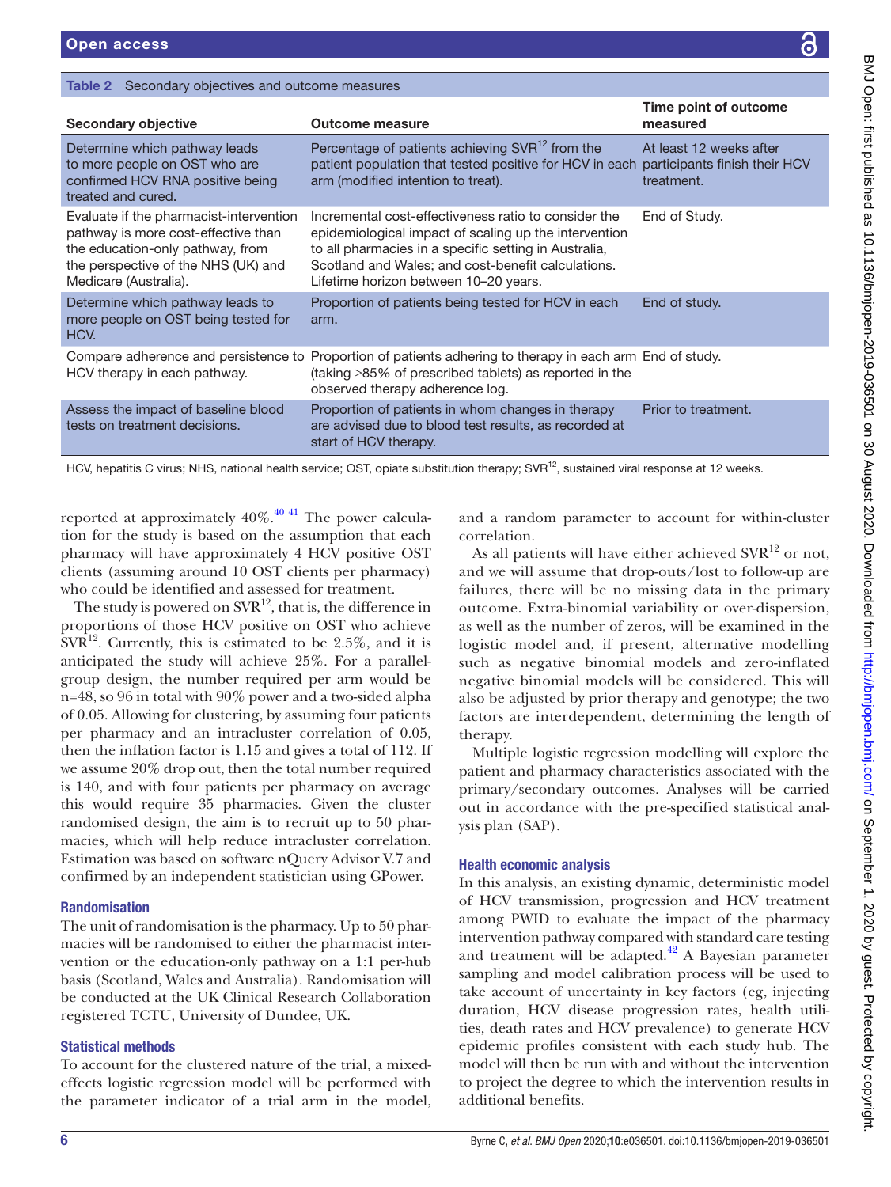Table 2 Secondary objectives and outcome measures

| Secondary objective | Outcome measure | Time point of outcome measured |
|---|---|---|
| Determine which pathway leads to more people on OST who are confirmed HCV RNA positive being treated and cured. | Percentage of patients achieving SVR$^{12}$ from the patient population that tested positive for HCV in each arm (modified intention to treat). | At least 12 weeks after participants finish their HCV treatment. |
| Evaluate if the pharmacist-intervention pathway is more cost-effective than the education-only pathway, from the perspective of the NHS (UK) and Medicare (Australia). | Incremental cost-effectiveness ratio to consider the epidemiological impact of scaling up the intervention to all pharmacies in a specific setting in Australia, Scotland and Wales; and cost-benefit calculations. Lifetime horizon between 10–20 years. | End of Study. |
| Determine which pathway leads to more people on OST being tested for HCV. | Proportion of patients being tested for HCV in each arm. | End of study. |
| Compare adherence and persistence to HCV therapy in each pathway. | Proportion of patients adhering to therapy in each arm (taking ≥85% of prescribed tablets) as reported in the observed therapy adherence log. | End of study. |
| Assess the impact of baseline blood tests on treatment decisions. | Proportion of patients in whom changes in therapy are advised due to blood test results, as recorded at start of HCV therapy. | Prior to treatment. |

HCV, hepatitis C virus; NHS, national health service; OST, opiate substitution therapy; SVR$^{12}$, sustained viral response at 12 weeks.

reported at approximately 40%.[40 41] The power calculation for the study is based on the assumption that each pharmacy will have approximately 4 HCV positive OST clients (assuming around 10 OST clients per pharmacy) who could be identified and assessed for treatment.

The study is powered on SVR$^{12}$, that is, the difference in proportions of those HCV positive on OST who achieve SVR$^{12}$. Currently, this is estimated to be 2.5%, and it is anticipated the study will achieve 25%. For a parallel-group design, the number required per arm would be n=48, so 96 in total with 90% power and a two-sided alpha of 0.05. Allowing for clustering, by assuming four patients per pharmacy and an intracluster correlation of 0.05, then the inflation factor is 1.15 and gives a total of 112. If we assume 20% drop out, then the total number required is 140, and with four patients per pharmacy on average this would require 35 pharmacies. Given the cluster randomised design, the aim is to recruit up to 50 pharmacies, which will help reduce intracluster correlation. Estimation was based on software nQuery Advisor V.7 and confirmed by an independent statistician using GPower.

### Randomisation

The unit of randomisation is the pharmacy. Up to 50 pharmacies will be randomised to either the pharmacist intervention or the education-only pathway on a 1:1 per-hub basis (Scotland, Wales and Australia). Randomisation will be conducted at the UK Clinical Research Collaboration registered TCTU, University of Dundee, UK.

### Statistical methods

To account for the clustered nature of the trial, a mixed-effects logistic regression model will be performed with the parameter indicator of a trial arm in the model, and a random parameter to account for within-cluster correlation.

As all patients will have either achieved SVR$^{12}$ or not, and we will assume that drop-outs/lost to follow-up are failures, there will be no missing data in the primary outcome. Extra-binomial variability or over-dispersion, as well as the number of zeros, will be examined in the logistic model and, if present, alternative modelling such as negative binomial models and zero-inflated negative binomial models will be considered. This will also be adjusted by prior therapy and genotype; the two factors are interdependent, determining the length of therapy.

Multiple logistic regression modelling will explore the patient and pharmacy characteristics associated with the primary/secondary outcomes. Analyses will be carried out in accordance with the pre-specified statistical analysis plan (SAP).

### Health economic analysis

In this analysis, an existing dynamic, deterministic model of HCV transmission, progression and HCV treatment among PWID to evaluate the impact of the pharmacy intervention pathway compared with standard care testing and treatment will be adapted.[42] A Bayesian parameter sampling and model calibration process will be used to take account of uncertainty in key factors (eg, injecting duration, HCV disease progression rates, health utilities, death rates and HCV prevalence) to generate HCV epidemic profiles consistent with each study hub. The model will then be run with and without the intervention to project the degree to which the intervention results in additional benefits.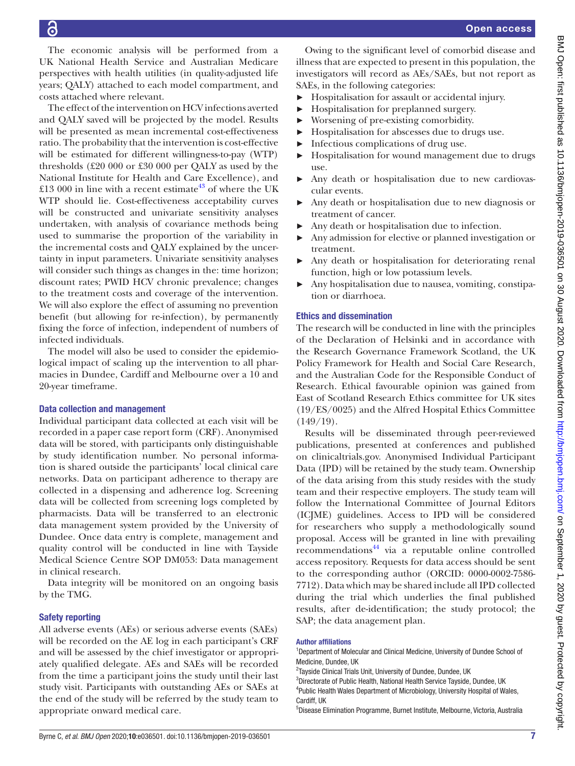The economic analysis will be performed from a UK National Health Service and Australian Medicare perspectives with health utilities (in quality-adjusted life years; QALY) attached to each model compartment, and costs attached where relevant.

The effect of the intervention on HCV infections averted and QALY saved will be projected by the model. Results will be presented as mean incremental cost-effectiveness ratio. The probability that the intervention is cost-effective will be estimated for different willingness-to-pay (WTP) thresholds (£20 000 or £30 000 per QALY as used by the National Institute for Health and Care Excellence), and £13 000 in line with a recent estimate[43] of where the UK WTP should lie. Cost-effectiveness acceptability curves will be constructed and univariate sensitivity analyses undertaken, with analysis of covariance methods being used to summarise the proportion of the variability in the incremental costs and QALY explained by the uncertainty in input parameters. Univariate sensitivity analyses will consider such things as changes in the: time horizon; discount rates; PWID HCV chronic prevalence; changes to the treatment costs and coverage of the intervention. We will also explore the effect of assuming no prevention benefit (but allowing for re-infection), by permanently fixing the force of infection, independent of numbers of infected individuals.

The model will also be used to consider the epidemiological impact of scaling up the intervention to all pharmacies in Dundee, Cardiff and Melbourne over a 10 and 20-year timeframe.

## Data collection and management

Individual participant data collected at each visit will be recorded in a paper case report form (CRF). Anonymised data will be stored, with participants only distinguishable by study identification number. No personal information is shared outside the participants' local clinical care networks. Data on participant adherence to therapy are collected in a dispensing and adherence log. Screening data will be collected from screening logs completed by pharmacists. Data will be transferred to an electronic data management system provided by the University of Dundee. Once data entry is complete, management and quality control will be conducted in line with Tayside Medical Science Centre SOP DM053: Data management in clinical research.

Data integrity will be monitored on an ongoing basis by the TMG.

## Safety reporting

All adverse events (AEs) or serious adverse events (SAEs) will be recorded on the AE log in each participant's CRF and will be assessed by the chief investigator or appropriately qualified delegate. AEs and SAEs will be recorded from the time a participant joins the study until their last study visit. Participants with outstanding AEs or SAEs at the end of the study will be referred by the study team to appropriate onward medical care.

Owing to the significant level of comorbid disease and illness that are expected to present in this population, the investigators will record as AEs/SAEs, but not report as SAEs, in the following categories:

- Hospitalisation for assault or accidental injury.
- Hospitalisation for preplanned surgery.
- Worsening of pre-existing comorbidity.
- Hospitalisation for abscesses due to drugs use.
- Infectious complications of drug use.
- Hospitalisation for wound management due to drugs use.
- Any death or hospitalisation due to new cardiovascular events.
- Any death or hospitalisation due to new diagnosis or treatment of cancer.
- Any death or hospitalisation due to infection.
- Any admission for elective or planned investigation or treatment.
- Any death or hospitalisation for deteriorating renal function, high or low potassium levels.
- Any hospitalisation due to nausea, vomiting, constipation or diarrhoea.

## Ethics and dissemination

The research will be conducted in line with the principles of the Declaration of Helsinki and in accordance with the Research Governance Framework Scotland, the UK Policy Framework for Health and Social Care Research, and the Australian Code for the Responsible Conduct of Research. Ethical favourable opinion was gained from East of Scotland Research Ethics committee for UK sites (19/ES/0025) and the Alfred Hospital Ethics Committee (149/19).

Results will be disseminated through peer-reviewed publications, presented at conferences and published on clinicaltrials.gov. Anonymised Individual Participant Data (IPD) will be retained by the study team. Ownership of the data arising from this study resides with the study team and their respective employers. The study team will follow the International Committee of Journal Editors (ICJME) guidelines. Access to IPD will be considered for researchers who supply a methodologically sound proposal. Access will be granted in line with prevailing recommendations[44] via a reputable online controlled access repository. Requests for data access should be sent to the corresponding author (ORCID: 0000-0002-7586-7712). Data which may be shared include all IPD collected during the trial which underlies the final published results, after de-identification; the study protocol; the SAP; the data anagement plan.

### Author affiliations

[1]Department of Molecular and Clinical Medicine, University of Dundee School of Medicine, Dundee, UK
[2]Tayside Clinical Trials Unit, University of Dundee, Dundee, UK
[3]Directorate of Public Health, National Health Service Tayside, Dundee, UK
[4]Public Health Wales Department of Microbiology, University Hospital of Wales, Cardiff, UK
[5]Disease Elimination Programme, Burnet Institute, Melbourne, Victoria, Australia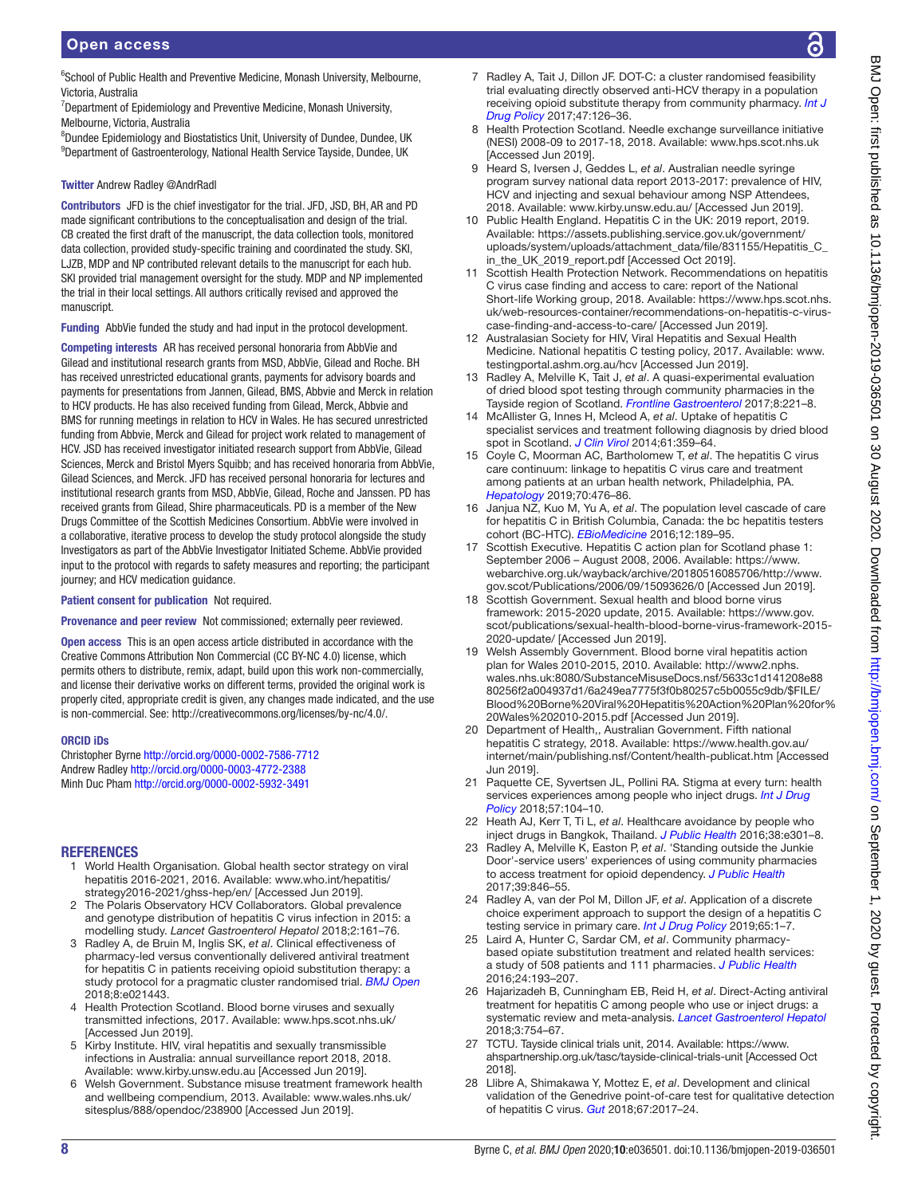[6]School of Public Health and Preventive Medicine, Monash University, Melbourne, Victoria, Australia
[7]Department of Epidemiology and Preventive Medicine, Monash University, Melbourne, Victoria, Australia
[8]Dundee Epidemiology and Biostatistics Unit, University of Dundee, Dundee, UK
[9]Department of Gastroenterology, National Health Service Tayside, Dundee, UK

**Twitter** Andrew Radley @AndrRadl

**Contributors** JFD is the chief investigator for the trial. JFD, JSD, BH, AR and PD made significant contributions to the conceptualisation and design of the trial. CB created the first draft of the manuscript, the data collection tools, monitored data collection, provided study-specific training and coordinated the study. SKI, LJZB, MDP and NP contributed relevant details to the manuscript for each hub. SKI provided trial management oversight for the study. MDP and NP implemented the trial in their local settings. All authors critically revised and approved the manuscript.

**Funding** AbbVie funded the study and had input in the protocol development.

**Competing interests** AR has received personal honoraria from AbbVie and Gilead and institutional research grants from MSD, AbbVie, Gilead and Roche. BH has received unrestricted educational grants, payments for advisory boards and payments for presentations from Jannen, Gilead, BMS, Abbvie and Merck in relation to HCV products. He has also received funding from Gilead, Merck, Abbvie and BMS for running meetings in relation to HCV in Wales. He has secured unrestricted funding from Abbvie, Merck and Gilead for project work related to management of HCV. JSD has received investigator initiated research support from AbbVie, Gilead Sciences, Merck and Bristol Myers Squibb; and has received honoraria from AbbVie, Gilead Sciences, and Merck. JFD has received personal honoraria for lectures and institutional research grants from MSD, AbbVie, Gilead, Roche and Janssen. PD has received grants from Gilead, Shire pharmaceuticals. PD is a member of the New Drugs Committee of the Scottish Medicines Consortium. AbbVie were involved in a collaborative, iterative process to develop the study protocol alongside the study Investigators as part of the AbbVie Investigator Initiated Scheme. AbbVie provided input to the protocol with regards to safety measures and reporting; the participant journey; and HCV medication guidance.

**Patient consent for publication** Not required.

**Provenance and peer review** Not commissioned; externally peer reviewed.

**Open access** This is an open access article distributed in accordance with the Creative Commons Attribution Non Commercial (CC BY-NC 4.0) license, which permits others to distribute, remix, adapt, build upon this work non-commercially, and license their derivative works on different terms, provided the original work is properly cited, appropriate credit is given, any changes made indicated, and the use is non-commercial. See: http://creativecommons.org/licenses/by-nc/4.0/.

**ORCID iDs**

Christopher Byrne http://orcid.org/0000-0002-7586-7712
Andrew Radley http://orcid.org/0000-0003-4772-2388
Minh Duc Pham http://orcid.org/0000-0002-5932-3491

## REFERENCES

1. World Health Organisation. Global health sector strategy on viral hepatitis 2016-2021, 2016. Available: www.who.int/hepatitis/strategy2016-2021/ghss-hep/en/ [Accessed Jun 2019].
2. The Polaris Observatory HCV Collaborators. Global prevalence and genotype distribution of hepatitis C virus infection in 2015: a modelling study. *Lancet Gastroenterol Hepatol* 2018;2:161–76.
3. Radley A, de Bruin M, Inglis SK, *et al*. Clinical effectiveness of pharmacy-led versus conventionally delivered antiviral treatment for hepatitis C in patients receiving opioid substitution therapy: a study protocol for a pragmatic cluster randomised trial. *BMJ Open* 2018;8:e021443.
4. Health Protection Scotland. Blood borne viruses and sexually transmitted infections, 2017. Available: www.hps.scot.nhs.uk/ [Accessed Jun 2019].
5. Kirby Institute. HIV, viral hepatitis and sexually transmissible infections in Australia: annual surveillance report 2018, 2018. Available: www.kirby.unsw.edu.au [Accessed Jun 2019].
6. Welsh Government. Substance misuse treatment framework health and wellbeing compendium, 2013. Available: www.wales.nhs.uk/sitesplus/888/opendoc/238900 [Accessed Jun 2019].
7. Radley A, Tait J, Dillon JF. DOT-C: a cluster randomised feasibility trial evaluating directly observed anti-HCV therapy in a population receiving opioid substitute therapy from community pharmacy. *Int J Drug Policy* 2017;47:126–36.
8. Health Protection Scotland. Needle exchange surveillance initiative (NESI) 2008-09 to 2017-18, 2018. Available: www.hps.scot.nhs.uk [Accessed Jun 2019].
9. Heard S, Iversen J, Geddes L, *et al*. Australian needle syringe program survey national data report 2013-2017: prevalence of HIV, HCV and injecting and sexual behaviour among NSP Attendees, 2018. Available: www.kirby.unsw.edu.au/ [Accessed Jun 2019].
10. Public Health England. Hepatitis C in the UK: 2019 report, 2019. Available: https://assets.publishing.service.gov.uk/government/uploads/system/uploads/attachment_data/file/831155/Hepatitis_C_in_the_UK_2019_report.pdf [Accessed Oct 2019].
11. Scottish Health Protection Network. Recommendations on hepatitis C virus case finding and access to care: report of the National Short-life Working group, 2018. Available: https://www.hps.scot.nhs.uk/web-resources-container/recommendations-on-hepatitis-c-virus-case-finding-and-access-to-care/ [Accessed Jun 2019].
12. Australasian Society for HIV, Viral Hepatitis and Sexual Health Medicine. National hepatitis C testing policy, 2017. Available: www.testingportal.ashm.org.au/hcv [Accessed Jun 2019].
13. Radley A, Melville K, Tait J, *et al*. A quasi-experimental evaluation of dried blood spot testing through community pharmacies in the Tayside region of Scotland. *Frontline Gastroenterol* 2017;8:221–8.
14. McAllister G, Innes H, Mcleod A, *et al*. Uptake of hepatitis C specialist services and treatment following diagnosis by dried blood spot in Scotland. *J Clin Virol* 2014;61:359–64.
15. Coyle C, Moorman AC, Bartholomew T, *et al*. The hepatitis C virus care continuum: linkage to hepatitis C virus care and treatment among patients at an urban health network, Philadelphia, PA. *Hepatology* 2019;70:476–86.
16. Janjua NZ, Kuo M, Yu A, *et al*. The population level cascade of care for hepatitis C in British Columbia, Canada: the bc hepatitis testers cohort (BC-HTC). *EBioMedicine* 2016;12:189–95.
17. Scottish Executive. Hepatitis C action plan for Scotland phase 1: September 2006 – August 2008, 2006. Available: https://www.webarchive.org.uk/wayback/archive/20180516085706/http://www.gov.scot/Publications/2006/09/15093626/0 [Accessed Jun 2019].
18. Scottish Government. Sexual health and blood borne virus framework: 2015-2020 update, 2015. Available: https://www.gov.scot/publications/sexual-health-blood-borne-virus-framework-2015-2020-update/ [Accessed Jun 2019].
19. Welsh Assembly Government. Blood borne viral hepatitis action plan for Wales 2010-2015, 2010. Available: http://www2.nphs.wales.nhs.uk:8080/SubstanceMisuseDocs.nsf/5633c1d141208e8880256f2a004937d1/6a249ea7775f3f0b80257c5b0055c9db/$FILE/Blood%20Borne%20Viral%20Hepatitis%20Action%20Plan%20for%20Wales%202010-2015.pdf [Accessed Jun 2019].
20. Department of Health,, Australian Government. Fifth national hepatitis C strategy, 2018. Available: https://www.health.gov.au/internet/main/publishing.nsf/Content/health-publicat.htm [Accessed Jun 2019].
21. Paquette CE, Syvertsen JL, Pollini RA. Stigma at every turn: health services experiences among people who inject drugs. *Int J Drug Policy* 2018;57:104–10.
22. Heath AJ, Kerr T, Ti L, *et al*. Healthcare avoidance by people who inject drugs in Bangkok, Thailand. *J Public Health* 2016;38:e301–8.
23. Radley A, Melville K, Easton P, *et al*. 'Standing outside the Junkie Door'-service users' experiences of using community pharmacies to access treatment for opioid dependency. *J Public Health* 2017;39:846–55.
24. Radley A, van der Pol M, Dillon JF, *et al*. Application of a discrete choice experiment approach to support the design of a hepatitis C testing service in primary care. *Int J Drug Policy* 2019;65:1–7.
25. Laird A, Hunter C, Sardar CM, *et al*. Community pharmacy-based opiate substitution treatment and related health services: a study of 508 patients and 111 pharmacies. *J Public Health* 2016;24:193–207.
26. Hajarizadeh B, Cunningham EB, Reid H, *et al*. Direct-Acting antiviral treatment for hepatitis C among people who use or inject drugs: a systematic review and meta-analysis. *Lancet Gastroenterol Hepatol* 2018;3:754–67.
27. TCTU. Tayside clinical trials unit, 2014. Available: https://www.ahspartnership.org.uk/tasc/tayside-clinical-trials-unit [Accessed Oct 2018].
28. Llibre A, Shimakawa Y, Mottez E, *et al*. Development and clinical validation of the Genedrive point-of-care test for qualitative detection of hepatitis C virus. *Gut* 2018;67:2017–24.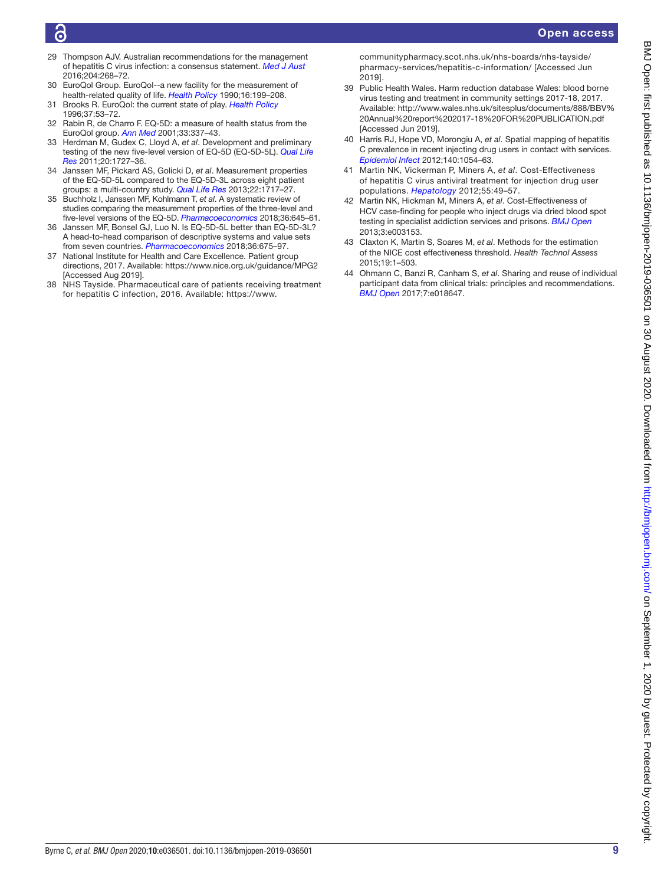29 Thompson AJV. Australian recommendations for the management of hepatitis C virus infection: a consensus statement. *Med J Aust* 2016;204:268–72.

30 EuroQol Group. EuroQol--a new facility for the measurement of health-related quality of life. *Health Policy* 1990;16:199–208.

31 Brooks R. EuroQol: the current state of play. *Health Policy* 1996;37:53–72.

32 Rabin R, de Charro F. EQ-5D: a measure of health status from the EuroQol group. *Ann Med* 2001;33:337–43.

33 Herdman M, Gudex C, Lloyd A, *et al*. Development and preliminary testing of the new five-level version of EQ-5D (EQ-5D-5L). *Qual Life Res* 2011;20:1727–36.

34 Janssen MF, Pickard AS, Golicki D, *et al*. Measurement properties of the EQ-5D-5L compared to the EQ-5D-3L across eight patient groups: a multi-country study. *Qual Life Res* 2013;22:1717–27.

35 Buchholz I, Janssen MF, Kohlmann T, *et al*. A systematic review of studies comparing the measurement properties of the three-level and five-level versions of the EQ-5D. *Pharmacoeconomics* 2018;36:645–61.

36 Janssen MF, Bonsel GJ, Luo N. Is EQ-5D-5L better than EQ-5D-3L? A head-to-head comparison of descriptive systems and value sets from seven countries. *Pharmacoeconomics* 2018;36:675–97.

37 National Institute for Health and Care Excellence. Patient group directions, 2017. Available: https://www.nice.org.uk/guidance/MPG2 [Accessed Aug 2019].

38 NHS Tayside. Pharmaceutical care of patients receiving treatment for hepatitis C infection, 2016. Available: https://www.communitypharmacy.scot.nhs.uk/nhs-boards/nhs-tayside/pharmacy-services/hepatitis-c-information/ [Accessed Jun 2019].

39 Public Health Wales. Harm reduction database Wales: blood borne virus testing and treatment in community settings 2017-18, 2017. Available: http://www.wales.nhs.uk/sitesplus/documents/888/BBV%20Annual%20report%202017-18%20FOR%20PUBLICATION.pdf [Accessed Jun 2019].

40 Harris RJ, Hope VD, Morongiu A, *et al*. Spatial mapping of hepatitis C prevalence in recent injecting drug users in contact with services. *Epidemiol Infect* 2012;140:1054–63.

41 Martin NK, Vickerman P, Miners A, *et al*. Cost-Effectiveness of hepatitis C virus antiviral treatment for injection drug user populations. *Hepatology* 2012;55:49–57.

42 Martin NK, Hickman M, Miners A, *et al*. Cost-Effectiveness of HCV case-finding for people who inject drugs via dried blood spot testing in specialist addiction services and prisons. *BMJ Open* 2013;3:e003153.

43 Claxton K, Martin S, Soares M, *et al*. Methods for the estimation of the NICE cost effectiveness threshold. *Health Technol Assess* 2015;19:1–503.

44 Ohmann C, Banzi R, Canham S, *et al*. Sharing and reuse of individual participant data from clinical trials: principles and recommendations. *BMJ Open* 2017;7:e018647.